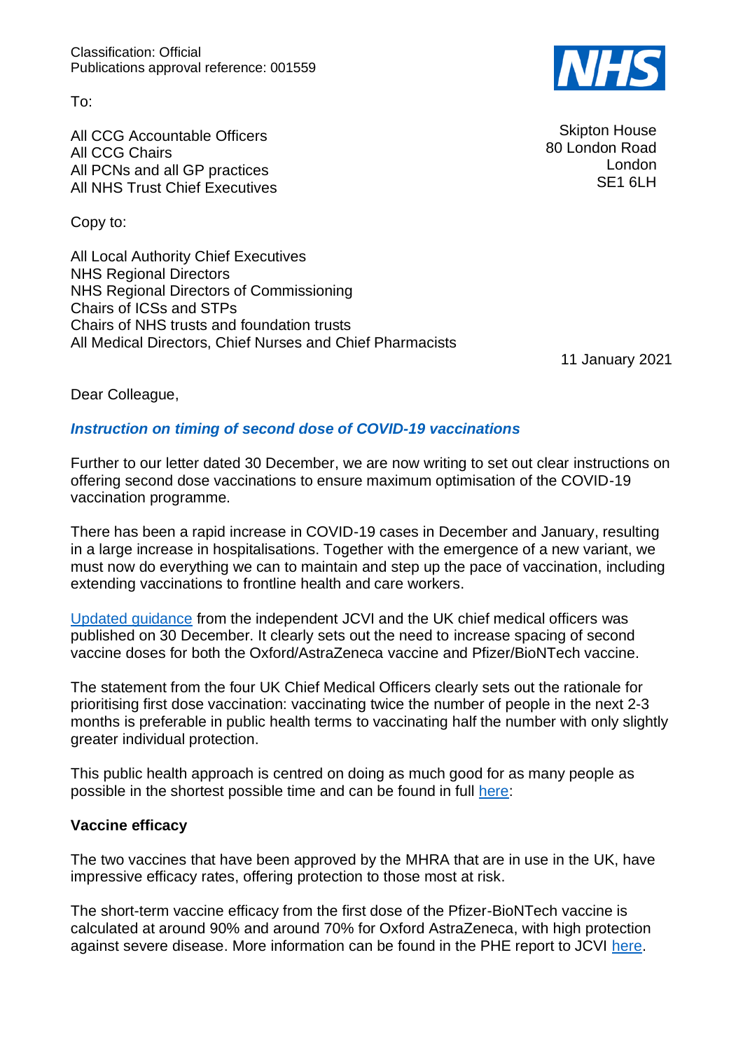Classification: Official
Publications approval reference: 001559

To:

All CCG Accountable Officers
All CCG Chairs
All PCNs and all GP practices
All NHS Trust Chief Executives

Skipton House
80 London Road
London
SE1 6LH

Copy to:

All Local Authority Chief Executives
NHS Regional Directors
NHS Regional Directors of Commissioning
Chairs of ICSs and STPs
Chairs of NHS trusts and foundation trusts
All Medical Directors, Chief Nurses and Chief Pharmacists

11 January 2021

Dear Colleague,

## ***Instruction on timing of second dose of COVID-19 vaccinations***

Further to our letter dated 30 December, we are now writing to set out clear instructions on offering second dose vaccinations to ensure maximum optimisation of the COVID-19 vaccination programme.

There has been a rapid increase in COVID-19 cases in December and January, resulting in a large increase in hospitalisations. Together with the emergence of a new variant, we must now do everything we can to maintain and step up the pace of vaccination, including extending vaccinations to frontline health and care workers.

Updated guidance from the independent JCVI and the UK chief medical officers was published on 30 December. It clearly sets out the need to increase spacing of second vaccine doses for both the Oxford/AstraZeneca vaccine and Pfizer/BioNTech vaccine.

The statement from the four UK Chief Medical Officers clearly sets out the rationale for prioritising first dose vaccination: vaccinating twice the number of people in the next 2-3 months is preferable in public health terms to vaccinating half the number with only slightly greater individual protection.

This public health approach is centred on doing as much good for as many people as possible in the shortest possible time and can be found in full here:

### Vaccine efficacy

The two vaccines that have been approved by the MHRA that are in use in the UK, have impressive efficacy rates, offering protection to those most at risk.

The short-term vaccine efficacy from the first dose of the Pfizer-BioNTech vaccine is calculated at around 90% and around 70% for Oxford AstraZeneca, with high protection against severe disease. More information can be found in the PHE report to JCVI here.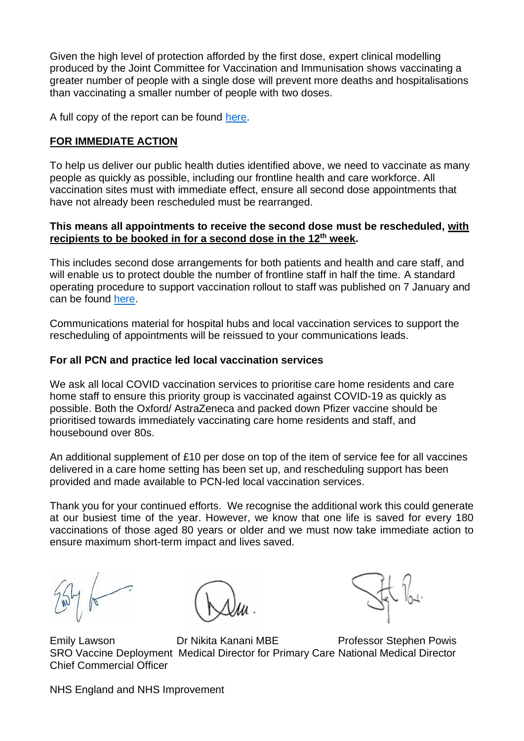Given the high level of protection afforded by the first dose, expert clinical modelling produced by the Joint Committee for Vaccination and Immunisation shows vaccinating a greater number of people with a single dose will prevent more deaths and hospitalisations than vaccinating a smaller number of people with two doses.

A full copy of the report can be found here.

**FOR IMMEDIATE ACTION**

To help us deliver our public health duties identified above, we need to vaccinate as many people as quickly as possible, including our frontline health and care workforce. All vaccination sites must with immediate effect, ensure all second dose appointments that have not already been rescheduled must be rearranged.

**This means all appointments to receive the second dose must be rescheduled, with recipients to be booked in for a second dose in the 12th week.**

This includes second dose arrangements for both patients and health and care staff, and will enable us to protect double the number of frontline staff in half the time. A standard operating procedure to support vaccination rollout to staff was published on 7 January and can be found here.

Communications material for hospital hubs and local vaccination services to support the rescheduling of appointments will be reissued to your communications leads.

**For all PCN and practice led local vaccination services**

We ask all local COVID vaccination services to prioritise care home residents and care home staff to ensure this priority group is vaccinated against COVID-19 as quickly as possible. Both the Oxford/ AstraZeneca and packed down Pfizer vaccine should be prioritised towards immediately vaccinating care home residents and staff, and housebound over 80s.

An additional supplement of £10 per dose on top of the item of service fee for all vaccines delivered in a care home setting has been set up, and rescheduling support has been provided and made available to PCN-led local vaccination services.

Thank you for your continued efforts. We recognise the additional work this could generate at our busiest time of the year. However, we know that one life is saved for every 180 vaccinations of those aged 80 years or older and we must now take immediate action to ensure maximum short-term impact and lives saved.

| | | |
|---|---|---|
| Emily Lawson<br>SRO Vaccine Deployment<br>Chief Commercial Officer | Dr Nikita Kanani MBE<br>Medical Director for Primary Care | Professor Stephen Powis<br>National Medical Director |

NHS England and NHS Improvement